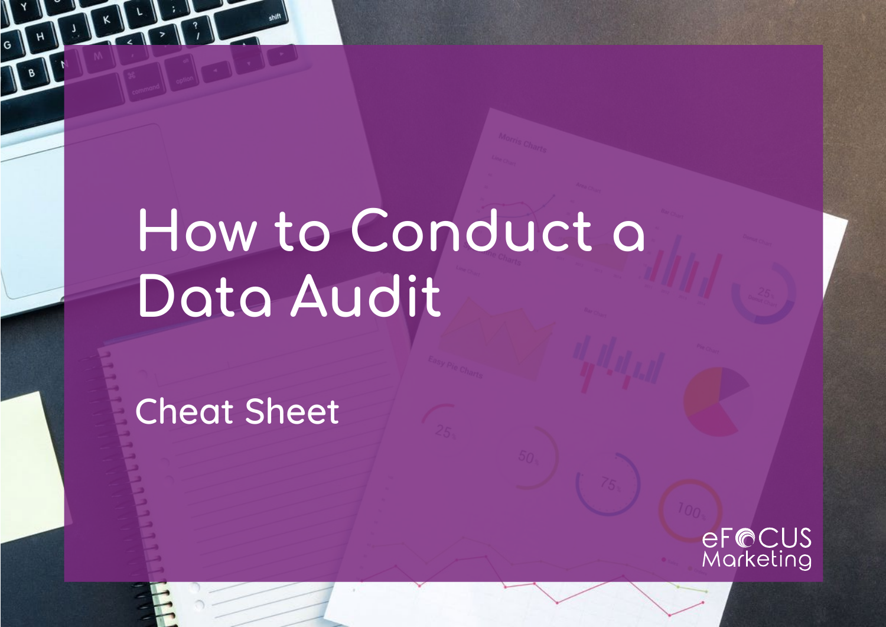# How to Conduct a Data Audit

## Cheat Sheet

eFOCUS Marketing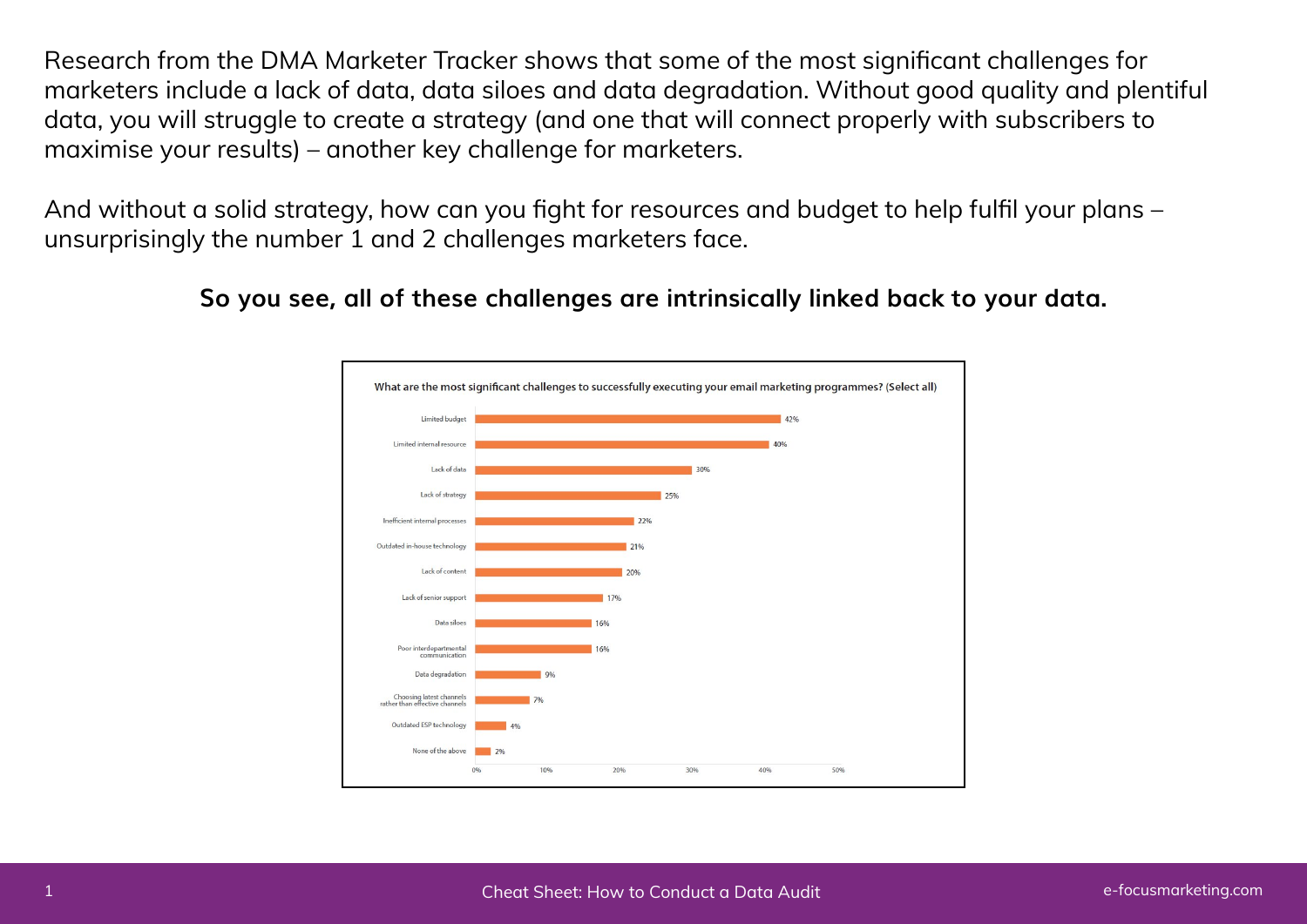Research from the DMA Marketer Tracker shows that some of the most significant challenges for marketers include a lack of data, data siloes and data degradation. Without good quality and plentiful data, you will struggle to create a strategy (and one that will connect properly with subscribers to maximise your results) – another key challenge for marketers.

And without a solid strategy, how can you fight for resources and budget to help fulfil your plans – unsurprisingly the number 1 and 2 challenges marketers face.

**So you see, all of these challenges are intrinsically linked back to your data.**

**What are the most significant challenges to successfully executing your email marketing programmes? (Select all)**

| Challenge | % |
|---|---|
| Limited budget | 42% |
| Limited internal resource | 40% |
| Lack of data | 30% |
| Lack of strategy | 25% |
| Inefficient internal processes | 22% |
| Outdated in-house technology | 21% |
| Lack of content | 20% |
| Lack of senior support | 17% |
| Data siloes | 16% |
| Poor interdepartmental communication | 16% |
| Data degradation | 9% |
| Choosing latest channels rather than effective channels | 7% |
| Outdated ESP technology | 4% |
| None of the above | 2% |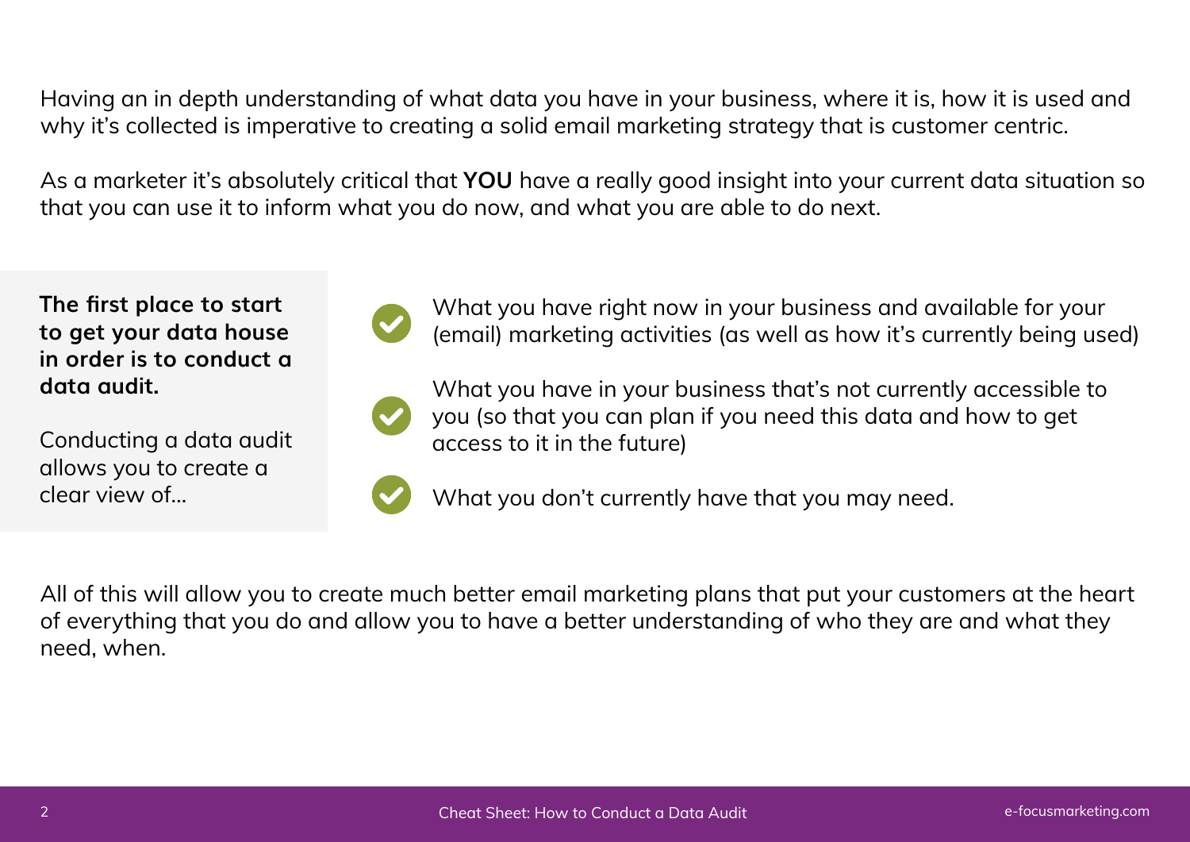Having an in depth understanding of what data you have in your business, where it is, how it is used and why it's collected is imperative to creating a solid email marketing strategy that is customer centric.

As a marketer it's absolutely critical that **YOU** have a really good insight into your current data situation so that you can use it to inform what you do now, and what you are able to do next.

**The first place to start to get your data house in order is to conduct a data audit.**

Conducting a data audit allows you to create a clear view of...

- What you have right now in your business and available for your (email) marketing activities (as well as how it's currently being used)
- What you have in your business that's not currently accessible to you (so that you can plan if you need this data and how to get access to it in the future)
- What you don't currently have that you may need.

All of this will allow you to create much better email marketing plans that put your customers at the heart of everything that you do and allow you to have a better understanding of who they are and what they need, when.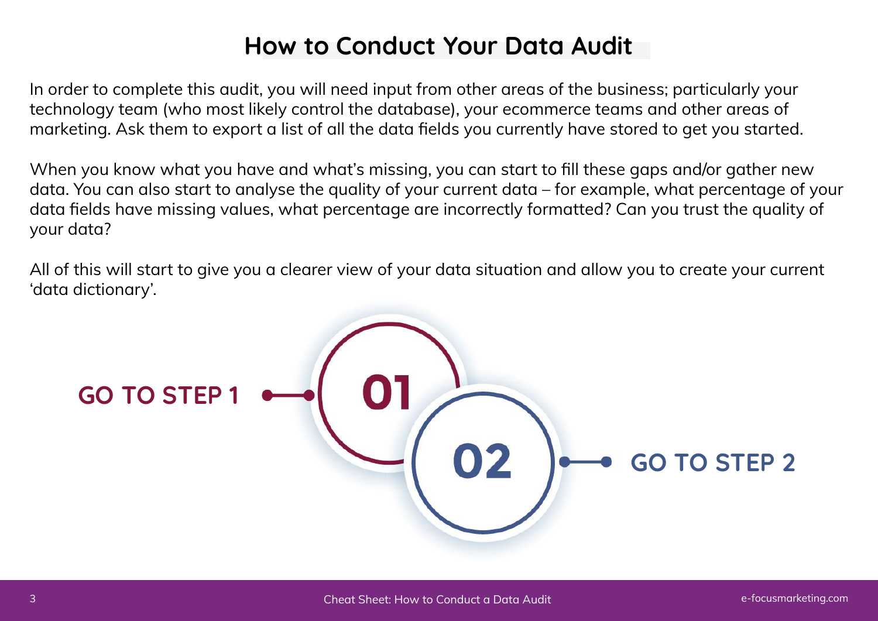# How to Conduct Your Data Audit

In order to complete this audit, you will need input from other areas of the business; particularly your technology team (who most likely control the database), your ecommerce teams and other areas of marketing. Ask them to export a list of all the data fields you currently have stored to get you started.

When you know what you have and what's missing, you can start to fill these gaps and/or gather new data. You can also start to analyse the quality of your current data – for example, what percentage of your data fields have missing values, what percentage are incorrectly formatted? Can you trust the quality of your data?

All of this will start to give you a clearer view of your data situation and allow you to create your current 'data dictionary'.

**GO TO STEP 1** — 01

02 — **GO TO STEP 2**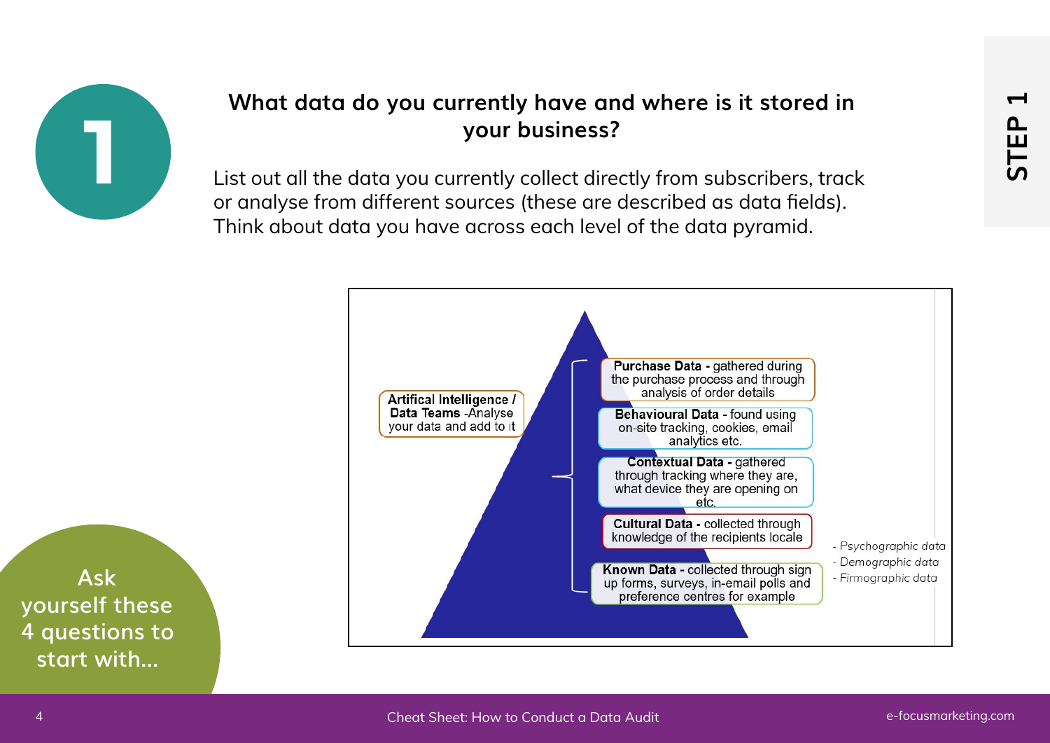# 1

STEP 1

## What data do you currently have and where is it stored in your business?

List out all the data you currently collect directly from subscribers, track or analyse from different sources (these are described as data fields). Think about data you have across each level of the data pyramid.

**Artifical Intelligence / Data Teams** -Analyse your data and add to it

**Purchase Data -** gathered during the purchase process and through analysis of order details

**Behavioural Data -** found using on-site tracking, cookies, email analytics etc.

**Contextual Data -** gathered through tracking where they are, what device they are opening on etc.

**Cultural Data -** collected through knowledge of the recipients locale

**Known Data -** collected through sign up forms, surveys, in-email polls and preference centres for example

- *Psychographic data*
- *Demographic data*
- *Firmographic data*

Ask yourself these 4 questions to start with...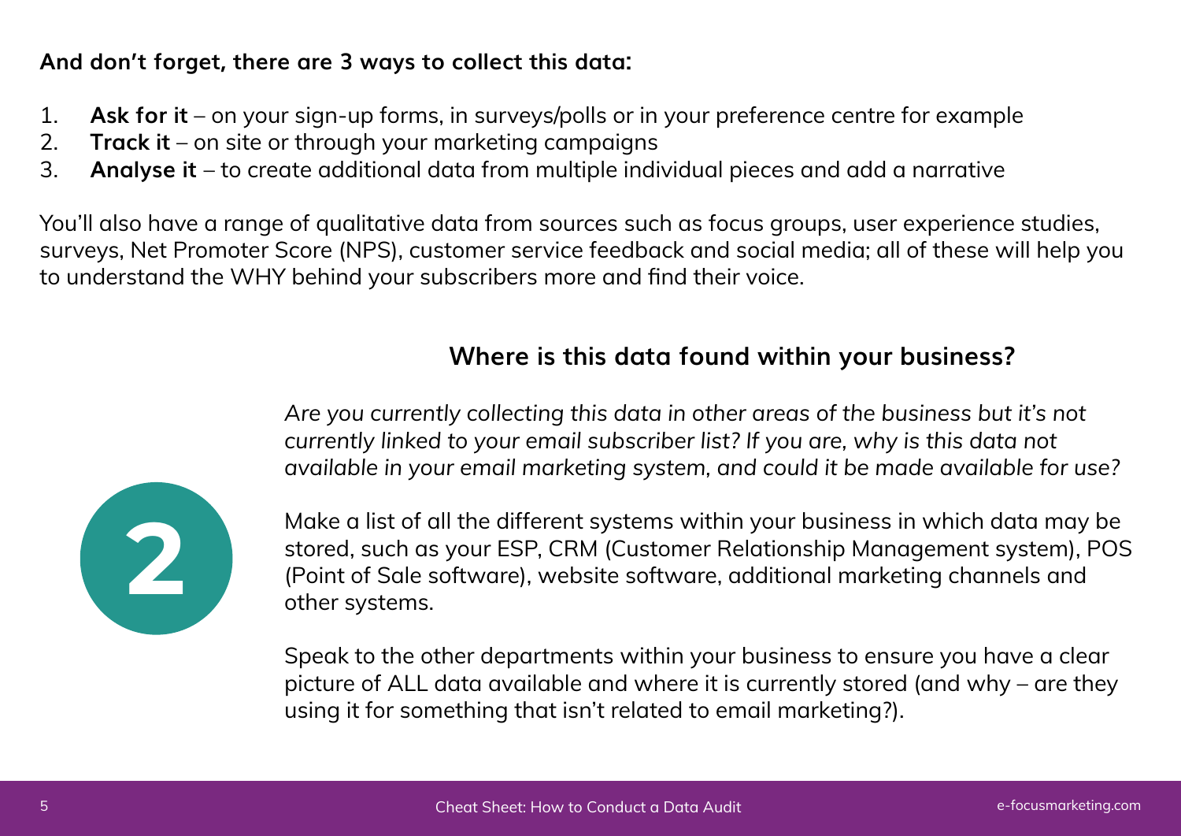**And don't forget, there are 3 ways to collect this data:**

1. **Ask for it** – on your sign-up forms, in surveys/polls or in your preference centre for example
2. **Track it** – on site or through your marketing campaigns
3. **Analyse it** – to create additional data from multiple individual pieces and add a narrative

You'll also have a range of qualitative data from sources such as focus groups, user experience studies, surveys, Net Promoter Score (NPS), customer service feedback and social media; all of these will help you to understand the WHY behind your subscribers more and find their voice.

## 2

### Where is this data found within your business?

*Are you currently collecting this data in other areas of the business but it's not currently linked to your email subscriber list? If you are, why is this data not available in your email marketing system, and could it be made available for use?*

Make a list of all the different systems within your business in which data may be stored, such as your ESP, CRM (Customer Relationship Management system), POS (Point of Sale software), website software, additional marketing channels and other systems.

Speak to the other departments within your business to ensure you have a clear picture of ALL data available and where it is currently stored (and why – are they using it for something that isn't related to email marketing?).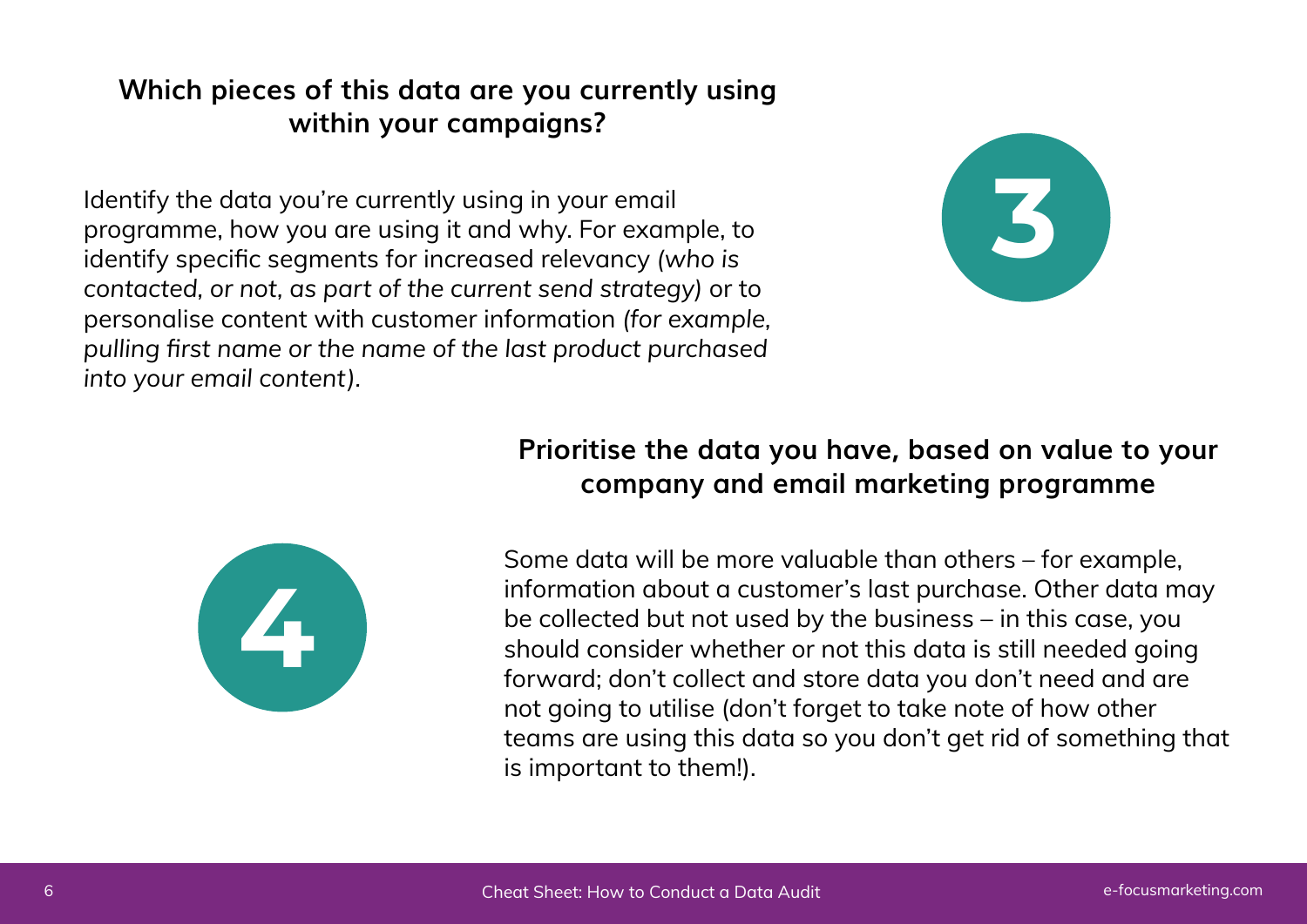## 3. Which pieces of this data are you currently using within your campaigns?

Identify the data you're currently using in your email programme, how you are using it and why. For example, to identify specific segments for increased relevancy *(who is contacted, or not, as part of the current send strategy)* or to personalise content with customer information *(for example, pulling first name or the name of the last product purchased into your email content).*

## 4. Prioritise the data you have, based on value to your company and email marketing programme

Some data will be more valuable than others – for example, information about a customer's last purchase. Other data may be collected but not used by the business – in this case, you should consider whether or not this data is still needed going forward; don't collect and store data you don't need and are not going to utilise (don't forget to take note of how other teams are using this data so you don't get rid of something that is important to them!).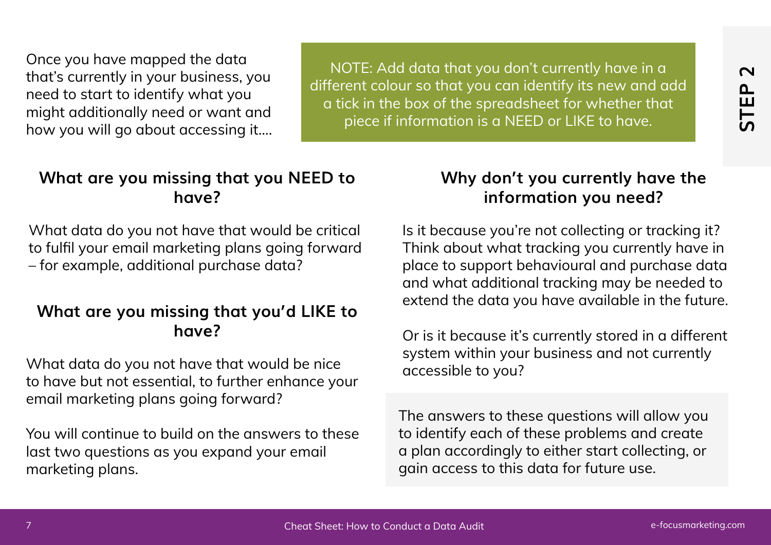Once you have mapped the data that's currently in your business, you need to start to identify what you might additionally need or want and how you will go about accessing it....

NOTE: Add data that you don't currently have in a different colour so that you can identify its new and add a tick in the box of the spreadsheet for whether that piece if information is a NEED or LIKE to have.

**STEP 2**

## What are you missing that you NEED to have?

What data do you not have that would be critical to fulfil your email marketing plans going forward – for example, additional purchase data?

## What are you missing that you'd LIKE to have?

What data do you not have that would be nice to have but not essential, to further enhance your email marketing plans going forward?

You will continue to build on the answers to these last two questions as you expand your email marketing plans.

## Why don't you currently have the information you need?

Is it because you're not collecting or tracking it? Think about what tracking you currently have in place to support behavioural and purchase data and what additional tracking may be needed to extend the data you have available in the future.

Or is it because it's currently stored in a different system within your business and not currently accessible to you?

The answers to these questions will allow you to identify each of these problems and create a plan accordingly to either start collecting, or gain access to this data for future use.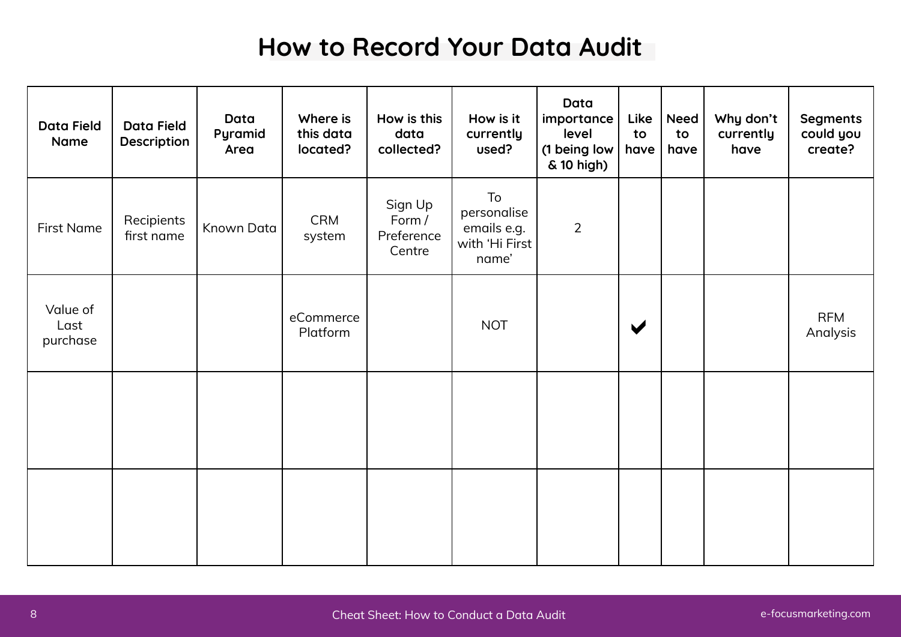# How to Record Your Data Audit

| Data Field Name | Data Field Description | Data Pyramid Area | Where is this data located? | How is this data collected? | How is it currently used? | Data importance level (1 being low & 10 high) | Like to have | Need to have | Why don't currently have | Segments could you create? |
|---|---|---|---|---|---|---|---|---|---|---|
| First Name | Recipients first name | Known Data | CRM system | Sign Up Form / Preference Centre | To personalise emails e.g. with 'Hi First name' | 2 | | | | |
| Value of Last purchase | | | eCommerce Platform | | NOT | | ✔ | | | RFM Analysis |
| | | | | | | | | | | |
| | | | | | | | | | | |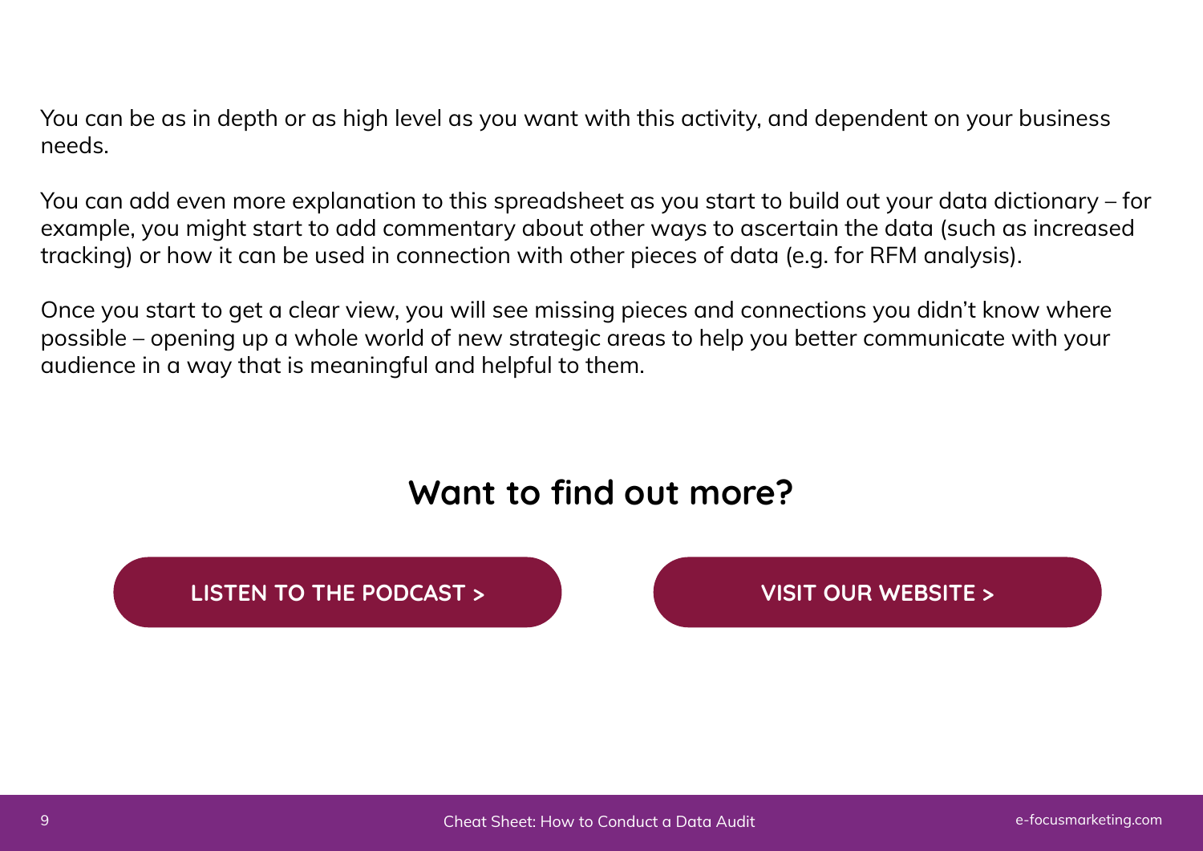You can be as in depth or as high level as you want with this activity, and dependent on your business needs.

You can add even more explanation to this spreadsheet as you start to build out your data dictionary – for example, you might start to add commentary about other ways to ascertain the data (such as increased tracking) or how it can be used in connection with other pieces of data (e.g. for RFM analysis).

Once you start to get a clear view, you will see missing pieces and connections you didn't know where possible – opening up a whole world of new strategic areas to help you better communicate with your audience in a way that is meaningful and helpful to them.

## Want to find out more?

**LISTEN TO THE PODCAST >**

**VISIT OUR WEBSITE >**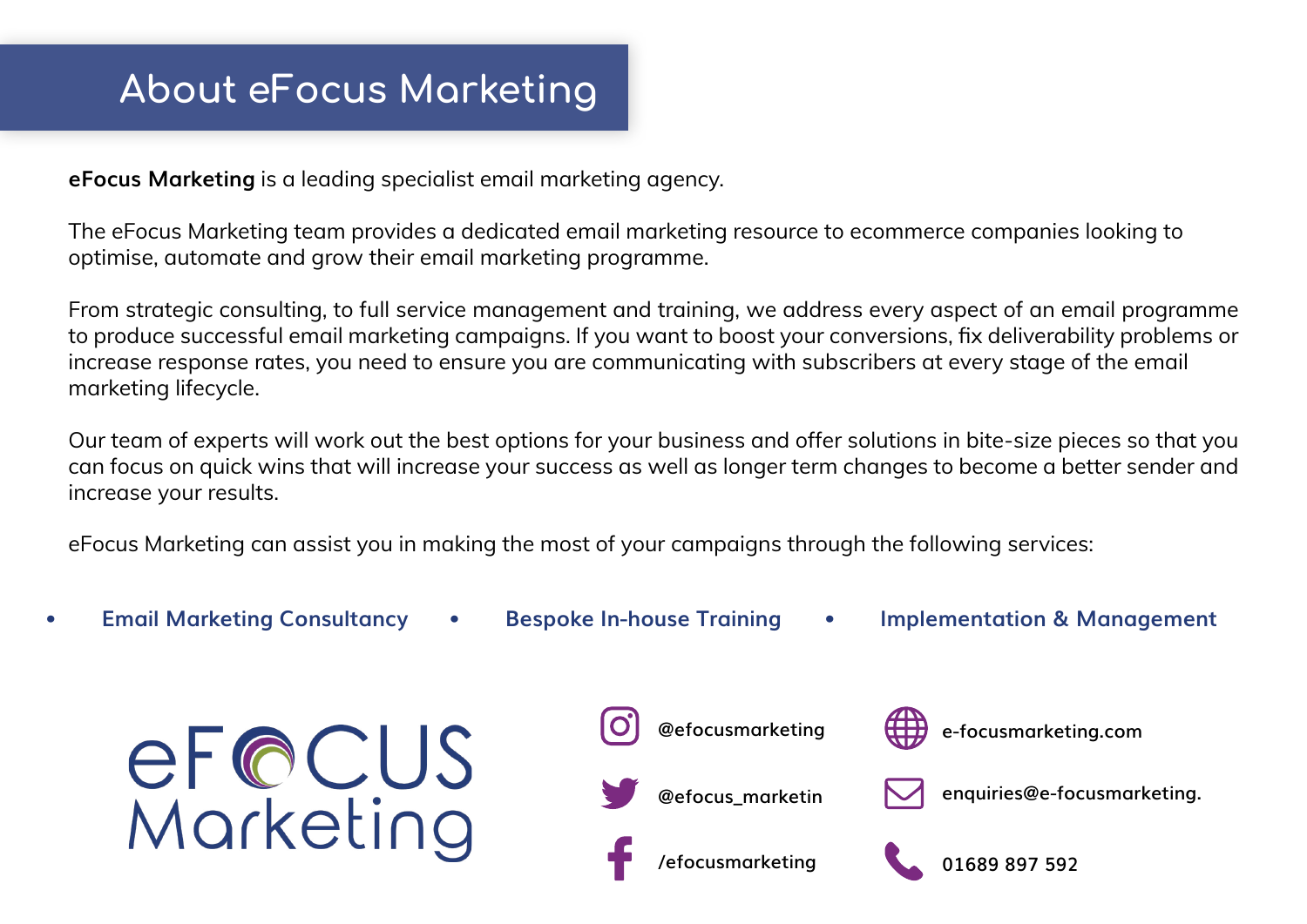# About eFocus Marketing

**eFocus Marketing** is a leading specialist email marketing agency.

The eFocus Marketing team provides a dedicated email marketing resource to ecommerce companies looking to optimise, automate and grow their email marketing programme.

From strategic consulting, to full service management and training, we address every aspect of an email programme to produce successful email marketing campaigns. If you want to boost your conversions, fix deliverability problems or increase response rates, you need to ensure you are communicating with subscribers at every stage of the email marketing lifecycle.

Our team of experts will work out the best options for your business and offer solutions in bite-size pieces so that you can focus on quick wins that will increase your success as well as longer term changes to become a better sender and increase your results.

eFocus Marketing can assist you in making the most of your campaigns through the following services:

- **Email Marketing Consultancy**
- **Bespoke In-house Training**
- **Implementation & Management**

eFOCUS Marketing

**@efocusmarketing**

**@efocus_marketin**

**/efocusmarketing**

**e-focusmarketing.com**

**enquiries@e-focusmarketing.**

**01689 897 592**